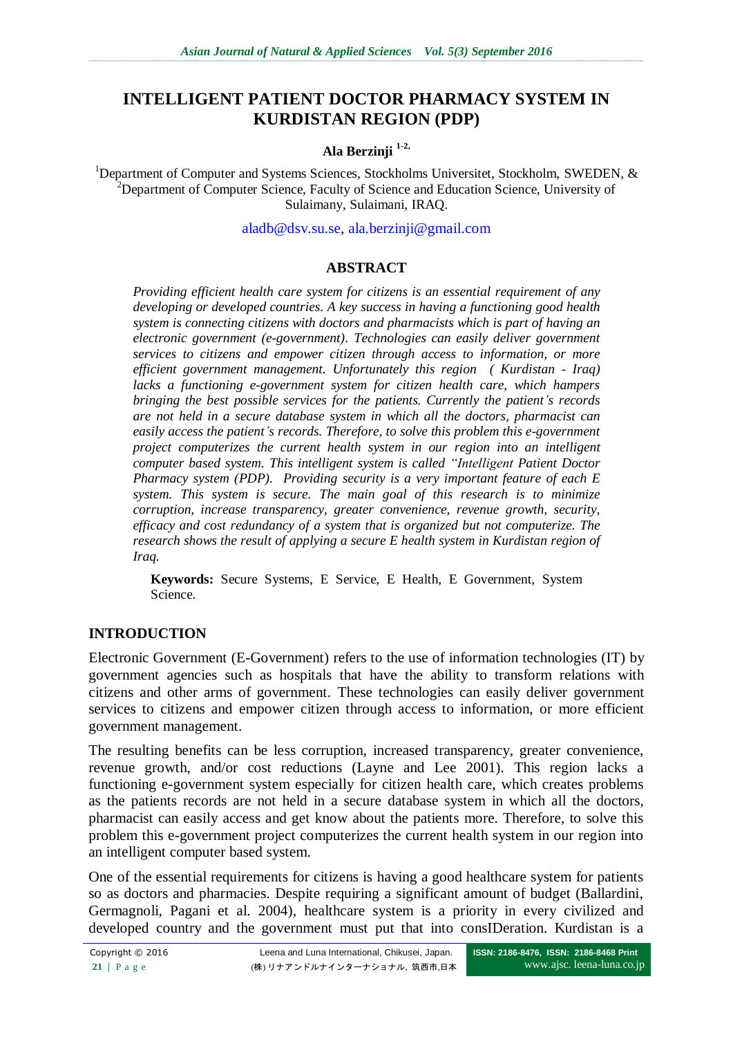# INTELLIGENT PATIENT DOCTOR PHARMACY SYSTEM IN KURDISTAN REGION (PDP)

**Ala Berzinji [1-2,]**

[1]Department of Computer and Systems Sciences, Stockholms Universitet, Stockholm, SWEDEN, & [2]Department of Computer Science, Faculty of Science and Education Science, University of Sulaimany, Sulaimani, IRAQ.

aladb@dsv.su.se, ala.berzinji@gmail.com

## ABSTRACT

*Providing efficient health care system for citizens is an essential requirement of any developing or developed countries. A key success in having a functioning good health system is connecting citizens with doctors and pharmacists which is part of having an electronic government (e-government). Technologies can easily deliver government services to citizens and empower citizen through access to information, or more efficient government management. Unfortunately this region ( Kurdistan - Iraq) lacks a functioning e-government system for citizen health care, which hampers bringing the best possible services for the patients. Currently the patient's records are not held in a secure database system in which all the doctors, pharmacist can easily access the patient's records. Therefore, to solve this problem this e-government project computerizes the current health system in our region into an intelligent computer based system. This intelligent system is called "Intelligent Patient Doctor Pharmacy system (PDP). Providing security is a very important feature of each E system. This system is secure. The main goal of this research is to minimize corruption, increase transparency, greater convenience, revenue growth, security, efficacy and cost redundancy of a system that is organized but not computerize. The research shows the result of applying a secure E health system in Kurdistan region of Iraq.*

**Keywords:** Secure Systems, E Service, E Health, E Government, System Science.

## INTRODUCTION

Electronic Government (E-Government) refers to the use of information technologies (IT) by government agencies such as hospitals that have the ability to transform relations with citizens and other arms of government. These technologies can easily deliver government services to citizens and empower citizen through access to information, or more efficient government management.

The resulting benefits can be less corruption, increased transparency, greater convenience, revenue growth, and/or cost reductions (Layne and Lee 2001). This region lacks a functioning e-government system especially for citizen health care, which creates problems as the patients records are not held in a secure database system in which all the doctors, pharmacist can easily access and get know about the patients more. Therefore, to solve this problem this e-government project computerizes the current health system in our region into an intelligent computer based system.

One of the essential requirements for citizens is having a good healthcare system for patients so as doctors and pharmacies. Despite requiring a significant amount of budget (Ballardini, Germagnoli, Pagani et al. 2004), healthcare system is a priority in every civilized and developed country and the government must put that into consIDeration. Kurdistan is a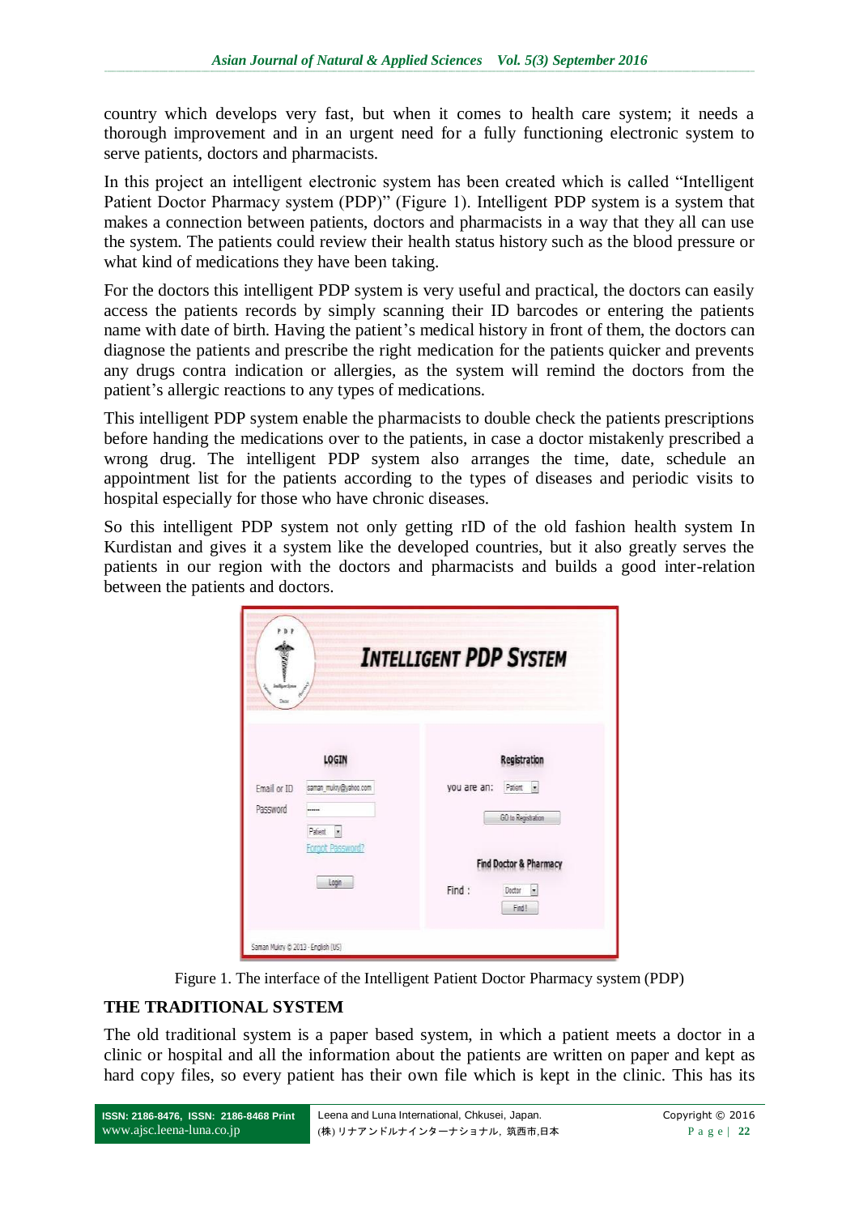country which develops very fast, but when it comes to health care system; it needs a thorough improvement and in an urgent need for a fully functioning electronic system to serve patients, doctors and pharmacists.

In this project an intelligent electronic system has been created which is called "Intelligent Patient Doctor Pharmacy system (PDP)" (Figure 1). Intelligent PDP system is a system that makes a connection between patients, doctors and pharmacists in a way that they all can use the system. The patients could review their health status history such as the blood pressure or what kind of medications they have been taking.

For the doctors this intelligent PDP system is very useful and practical, the doctors can easily access the patients records by simply scanning their ID barcodes or entering the patients name with date of birth. Having the patient's medical history in front of them, the doctors can diagnose the patients and prescribe the right medication for the patients quicker and prevents any drugs contra indication or allergies, as the system will remind the doctors from the patient's allergic reactions to any types of medications.

This intelligent PDP system enable the pharmacists to double check the patients prescriptions before handing the medications over to the patients, in case a doctor mistakenly prescribed a wrong drug. The intelligent PDP system also arranges the time, date, schedule an appointment list for the patients according to the types of diseases and periodic visits to hospital especially for those who have chronic diseases.

So this intelligent PDP system not only getting rID of the old fashion health system In Kurdistan and gives it a system like the developed countries, but it also greatly serves the patients in our region with the doctors and pharmacists and builds a good inter-relation between the patients and doctors.

Figure 1. The interface of the Intelligent Patient Doctor Pharmacy system (PDP)

## THE TRADITIONAL SYSTEM

The old traditional system is a paper based system, in which a patient meets a doctor in a clinic or hospital and all the information about the patients are written on paper and kept as hard copy files, so every patient has their own file which is kept in the clinic. This has its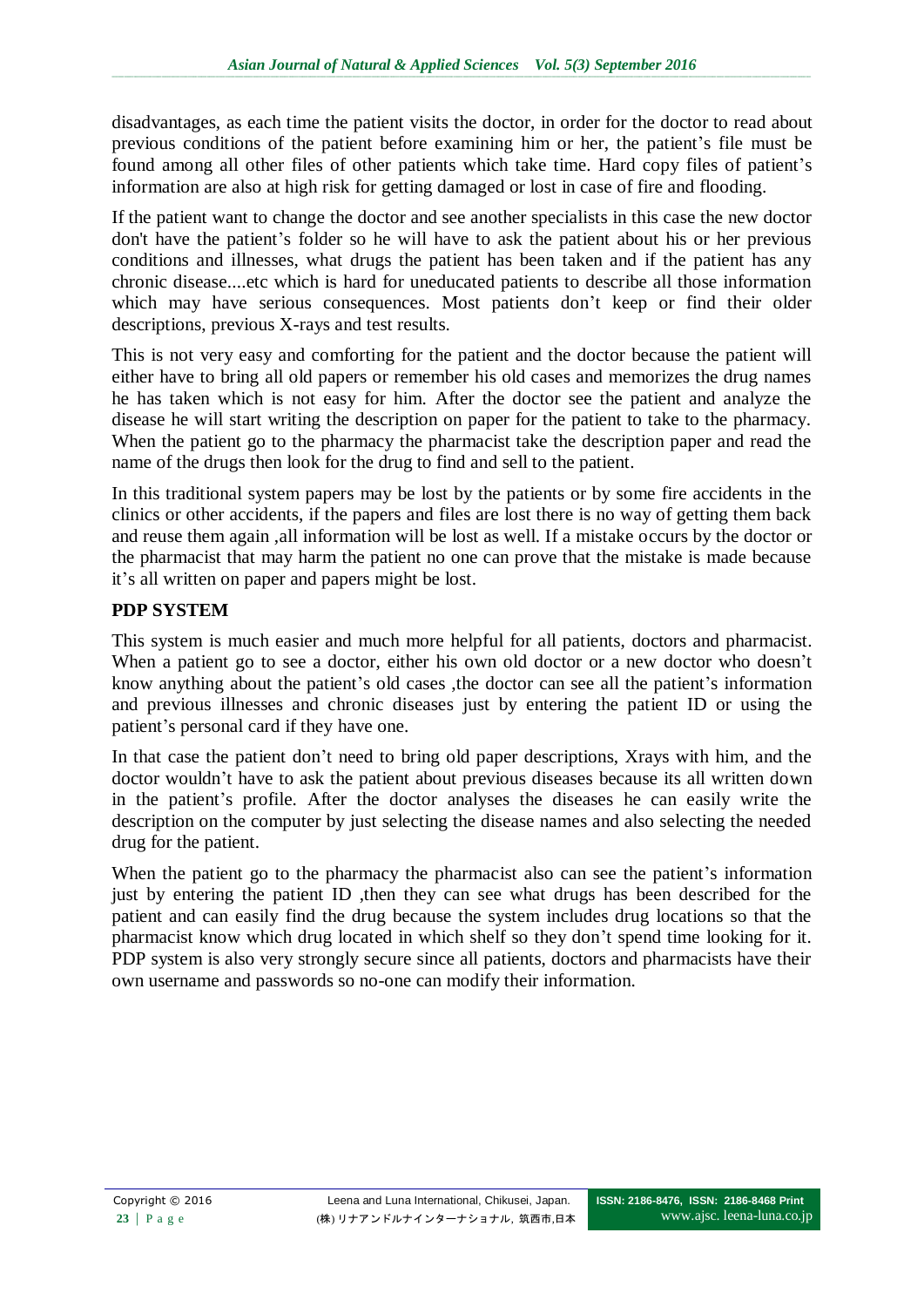disadvantages, as each time the patient visits the doctor, in order for the doctor to read about previous conditions of the patient before examining him or her, the patient's file must be found among all other files of other patients which take time. Hard copy files of patient's information are also at high risk for getting damaged or lost in case of fire and flooding.

If the patient want to change the doctor and see another specialists in this case the new doctor don't have the patient's folder so he will have to ask the patient about his or her previous conditions and illnesses, what drugs the patient has been taken and if the patient has any chronic disease....etc which is hard for uneducated patients to describe all those information which may have serious consequences. Most patients don't keep or find their older descriptions, previous X-rays and test results.

This is not very easy and comforting for the patient and the doctor because the patient will either have to bring all old papers or remember his old cases and memorizes the drug names he has taken which is not easy for him. After the doctor see the patient and analyze the disease he will start writing the description on paper for the patient to take to the pharmacy. When the patient go to the pharmacy the pharmacist take the description paper and read the name of the drugs then look for the drug to find and sell to the patient.

In this traditional system papers may be lost by the patients or by some fire accidents in the clinics or other accidents, if the papers and files are lost there is no way of getting them back and reuse them again ,all information will be lost as well. If a mistake occurs by the doctor or the pharmacist that may harm the patient no one can prove that the mistake is made because it's all written on paper and papers might be lost.

**PDP SYSTEM**

This system is much easier and much more helpful for all patients, doctors and pharmacist. When a patient go to see a doctor, either his own old doctor or a new doctor who doesn't know anything about the patient's old cases ,the doctor can see all the patient's information and previous illnesses and chronic diseases just by entering the patient ID or using the patient's personal card if they have one.

In that case the patient don't need to bring old paper descriptions, Xrays with him, and the doctor wouldn't have to ask the patient about previous diseases because its all written down in the patient's profile. After the doctor analyses the diseases he can easily write the description on the computer by just selecting the disease names and also selecting the needed drug for the patient.

When the patient go to the pharmacy the pharmacist also can see the patient's information just by entering the patient ID ,then they can see what drugs has been described for the patient and can easily find the drug because the system includes drug locations so that the pharmacist know which drug located in which shelf so they don't spend time looking for it. PDP system is also very strongly secure since all patients, doctors and pharmacists have their own username and passwords so no-one can modify their information.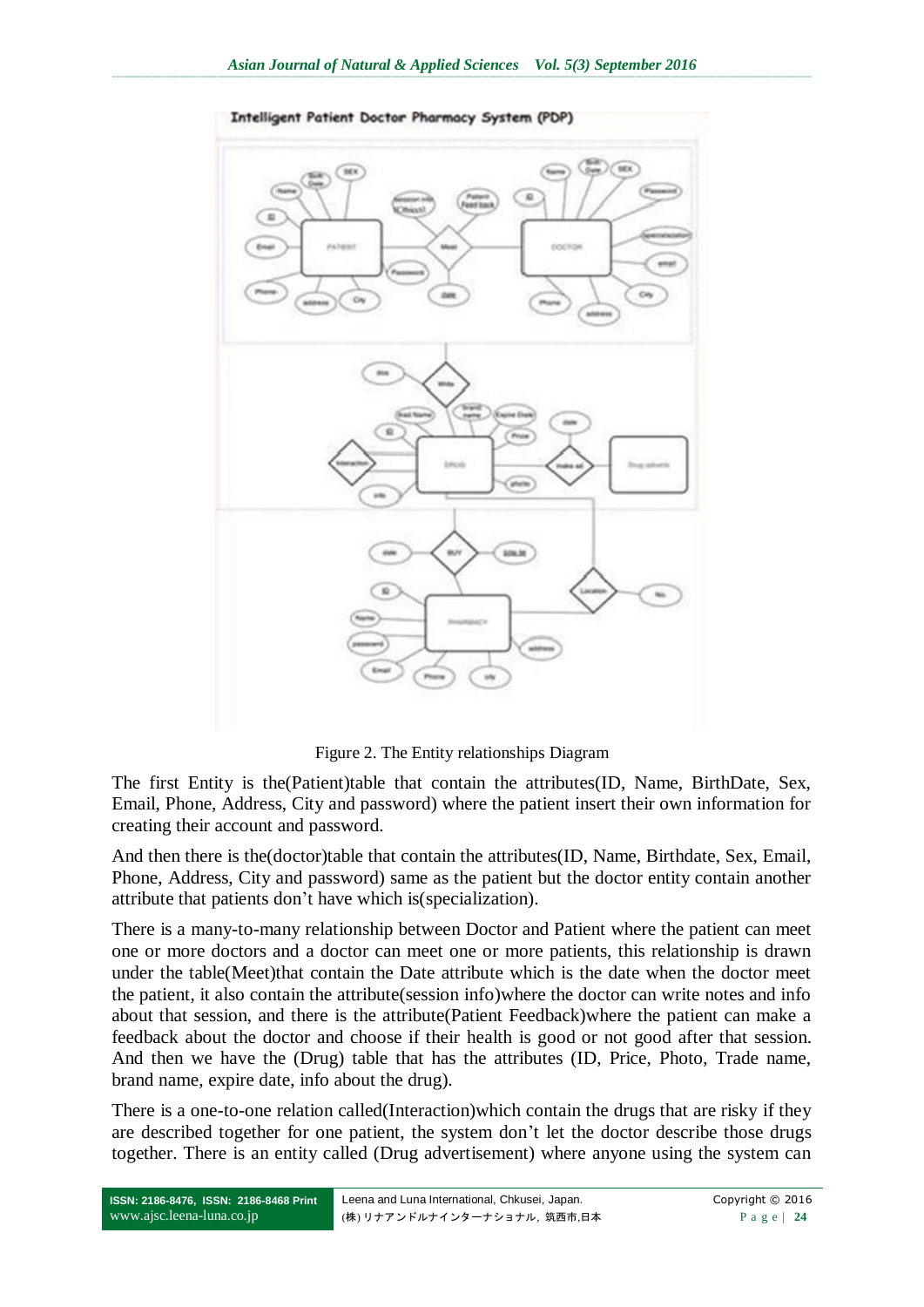Figure 2. The Entity relationships Diagram

The first Entity is the(Patient)table that contain the attributes(ID, Name, BirthDate, Sex, Email, Phone, Address, City and password) where the patient insert their own information for creating their account and password.

And then there is the(doctor)table that contain the attributes(ID, Name, Birthdate, Sex, Email, Phone, Address, City and password) same as the patient but the doctor entity contain another attribute that patients don't have which is(specialization).

There is a many-to-many relationship between Doctor and Patient where the patient can meet one or more doctors and a doctor can meet one or more patients, this relationship is drawn under the table(Meet)that contain the Date attribute which is the date when the doctor meet the patient, it also contain the attribute(session info)where the doctor can write notes and info about that session, and there is the attribute(Patient Feedback)where the patient can make a feedback about the doctor and choose if their health is good or not good after that session. And then we have the (Drug) table that has the attributes (ID, Price, Photo, Trade name, brand name, expire date, info about the drug).

There is a one-to-one relation called(Interaction)which contain the drugs that are risky if they are described together for one patient, the system don't let the doctor describe those drugs together. There is an entity called (Drug advertisement) where anyone using the system can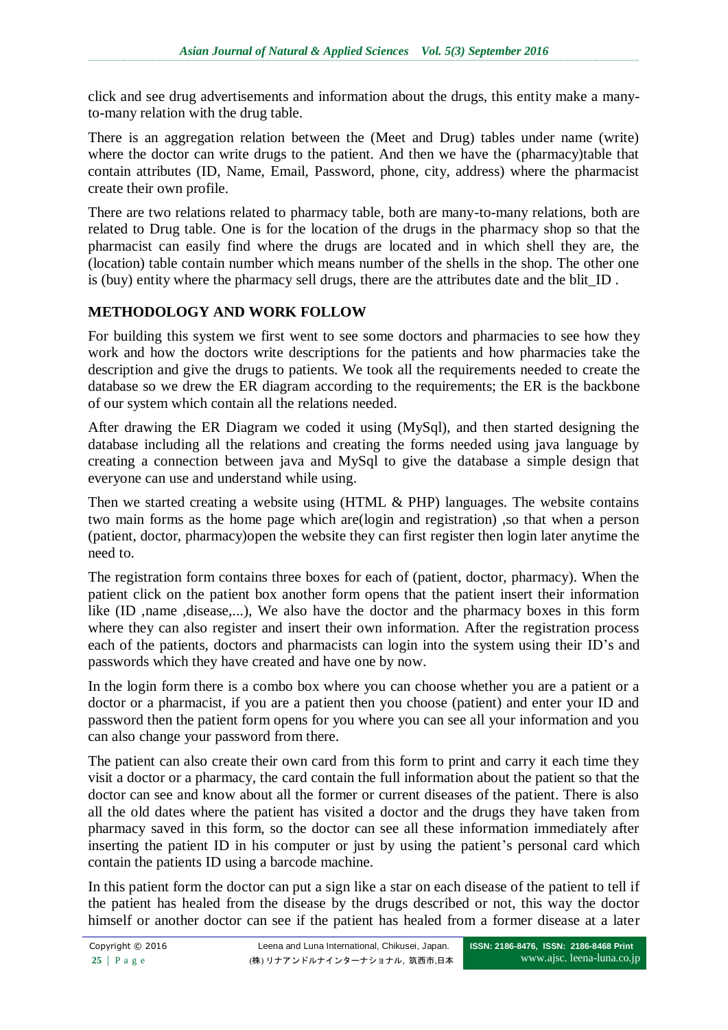click and see drug advertisements and information about the drugs, this entity make a many-to-many relation with the drug table.

There is an aggregation relation between the (Meet and Drug) tables under name (write) where the doctor can write drugs to the patient. And then we have the (pharmacy)table that contain attributes (ID, Name, Email, Password, phone, city, address) where the pharmacist create their own profile.

There are two relations related to pharmacy table, both are many-to-many relations, both are related to Drug table. One is for the location of the drugs in the pharmacy shop so that the pharmacist can easily find where the drugs are located and in which shell they are, the (location) table contain number which means number of the shells in the shop. The other one is (buy) entity where the pharmacy sell drugs, there are the attributes date and the blit_ID .

## METHODOLOGY AND WORK FOLLOW

For building this system we first went to see some doctors and pharmacies to see how they work and how the doctors write descriptions for the patients and how pharmacies take the description and give the drugs to patients. We took all the requirements needed to create the database so we drew the ER diagram according to the requirements; the ER is the backbone of our system which contain all the relations needed.

After drawing the ER Diagram we coded it using (MySql), and then started designing the database including all the relations and creating the forms needed using java language by creating a connection between java and MySql to give the database a simple design that everyone can use and understand while using.

Then we started creating a website using (HTML & PHP) languages. The website contains two main forms as the home page which are(login and registration) ,so that when a person (patient, doctor, pharmacy)open the website they can first register then login later anytime the need to.

The registration form contains three boxes for each of (patient, doctor, pharmacy). When the patient click on the patient box another form opens that the patient insert their information like (ID ,name ,disease,...), We also have the doctor and the pharmacy boxes in this form where they can also register and insert their own information. After the registration process each of the patients, doctors and pharmacists can login into the system using their ID's and passwords which they have created and have one by now.

In the login form there is a combo box where you can choose whether you are a patient or a doctor or a pharmacist, if you are a patient then you choose (patient) and enter your ID and password then the patient form opens for you where you can see all your information and you can also change your password from there.

The patient can also create their own card from this form to print and carry it each time they visit a doctor or a pharmacy, the card contain the full information about the patient so that the doctor can see and know about all the former or current diseases of the patient. There is also all the old dates where the patient has visited a doctor and the drugs they have taken from pharmacy saved in this form, so the doctor can see all these information immediately after inserting the patient ID in his computer or just by using the patient's personal card which contain the patients ID using a barcode machine.

In this patient form the doctor can put a sign like a star on each disease of the patient to tell if the patient has healed from the disease by the drugs described or not, this way the doctor himself or another doctor can see if the patient has healed from a former disease at a later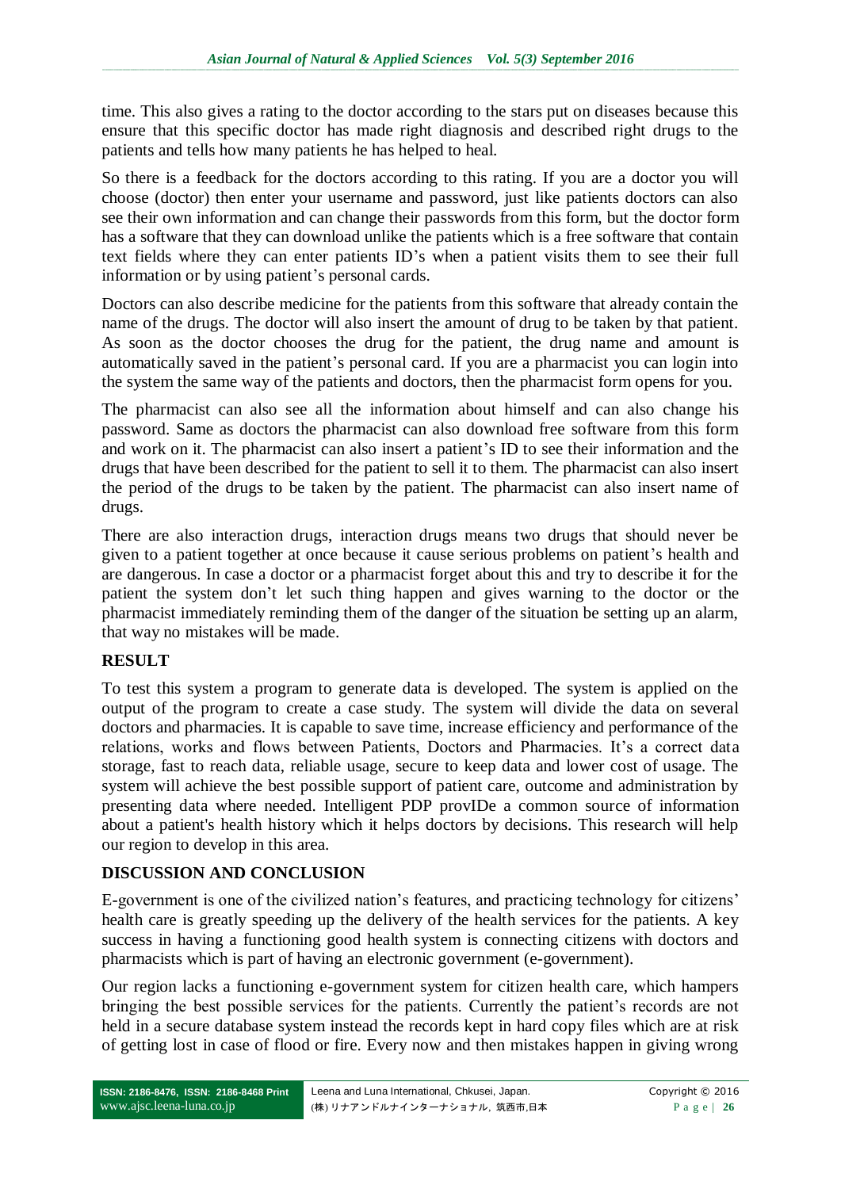time. This also gives a rating to the doctor according to the stars put on diseases because this ensure that this specific doctor has made right diagnosis and described right drugs to the patients and tells how many patients he has helped to heal.

So there is a feedback for the doctors according to this rating. If you are a doctor you will choose (doctor) then enter your username and password, just like patients doctors can also see their own information and can change their passwords from this form, but the doctor form has a software that they can download unlike the patients which is a free software that contain text fields where they can enter patients ID's when a patient visits them to see their full information or by using patient's personal cards.

Doctors can also describe medicine for the patients from this software that already contain the name of the drugs. The doctor will also insert the amount of drug to be taken by that patient. As soon as the doctor chooses the drug for the patient, the drug name and amount is automatically saved in the patient's personal card. If you are a pharmacist you can login into the system the same way of the patients and doctors, then the pharmacist form opens for you.

The pharmacist can also see all the information about himself and can also change his password. Same as doctors the pharmacist can also download free software from this form and work on it. The pharmacist can also insert a patient's ID to see their information and the drugs that have been described for the patient to sell it to them. The pharmacist can also insert the period of the drugs to be taken by the patient. The pharmacist can also insert name of drugs.

There are also interaction drugs, interaction drugs means two drugs that should never be given to a patient together at once because it cause serious problems on patient's health and are dangerous. In case a doctor or a pharmacist forget about this and try to describe it for the patient the system don't let such thing happen and gives warning to the doctor or the pharmacist immediately reminding them of the danger of the situation be setting up an alarm, that way no mistakes will be made.

## RESULT

To test this system a program to generate data is developed. The system is applied on the output of the program to create a case study. The system will divide the data on several doctors and pharmacies. It is capable to save time, increase efficiency and performance of the relations, works and flows between Patients, Doctors and Pharmacies. It's a correct data storage, fast to reach data, reliable usage, secure to keep data and lower cost of usage. The system will achieve the best possible support of patient care, outcome and administration by presenting data where needed. Intelligent PDP provIDe a common source of information about a patient's health history which it helps doctors by decisions. This research will help our region to develop in this area.

## DISCUSSION AND CONCLUSION

E-government is one of the civilized nation's features, and practicing technology for citizens' health care is greatly speeding up the delivery of the health services for the patients. A key success in having a functioning good health system is connecting citizens with doctors and pharmacists which is part of having an electronic government (e-government).

Our region lacks a functioning e-government system for citizen health care, which hampers bringing the best possible services for the patients. Currently the patient's records are not held in a secure database system instead the records kept in hard copy files which are at risk of getting lost in case of flood or fire. Every now and then mistakes happen in giving wrong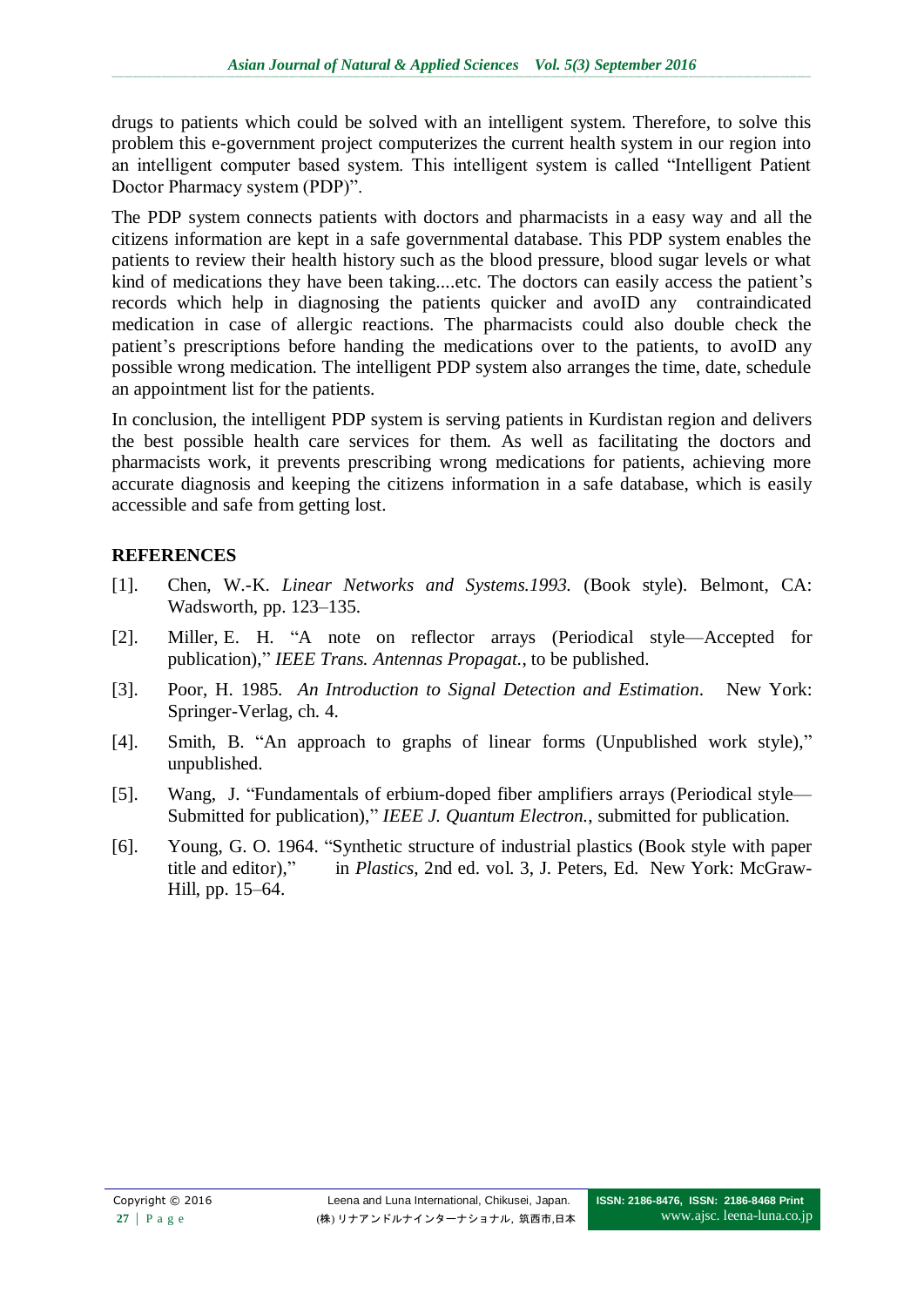drugs to patients which could be solved with an intelligent system. Therefore, to solve this problem this e-government project computerizes the current health system in our region into an intelligent computer based system. This intelligent system is called "Intelligent Patient Doctor Pharmacy system (PDP)".

The PDP system connects patients with doctors and pharmacists in a easy way and all the citizens information are kept in a safe governmental database. This PDP system enables the patients to review their health history such as the blood pressure, blood sugar levels or what kind of medications they have been taking....etc. The doctors can easily access the patient's records which help in diagnosing the patients quicker and avoID any contraindicated medication in case of allergic reactions. The pharmacists could also double check the patient's prescriptions before handing the medications over to the patients, to avoID any possible wrong medication. The intelligent PDP system also arranges the time, date, schedule an appointment list for the patients.

In conclusion, the intelligent PDP system is serving patients in Kurdistan region and delivers the best possible health care services for them. As well as facilitating the doctors and pharmacists work, it prevents prescribing wrong medications for patients, achieving more accurate diagnosis and keeping the citizens information in a safe database, which is easily accessible and safe from getting lost.

## REFERENCES

[1]. Chen, W.-K. *Linear Networks and Systems.1993.* (Book style). Belmont, CA: Wadsworth, pp. 123–135.

[2]. Miller, E. H. "A note on reflector arrays (Periodical style—Accepted for publication)," *IEEE Trans. Antennas Propagat.*, to be published.

[3]. Poor, H. 1985. *An Introduction to Signal Detection and Estimation*. New York: Springer-Verlag, ch. 4.

[4]. Smith, B. "An approach to graphs of linear forms (Unpublished work style)," unpublished.

[5]. Wang, J. "Fundamentals of erbium-doped fiber amplifiers arrays (Periodical style—Submitted for publication)," *IEEE J. Quantum Electron.*, submitted for publication.

[6]. Young, G. O. 1964. "Synthetic structure of industrial plastics (Book style with paper title and editor)," in *Plastics*, 2nd ed. vol. 3, J. Peters, Ed. New York: McGraw-Hill, pp. 15–64.